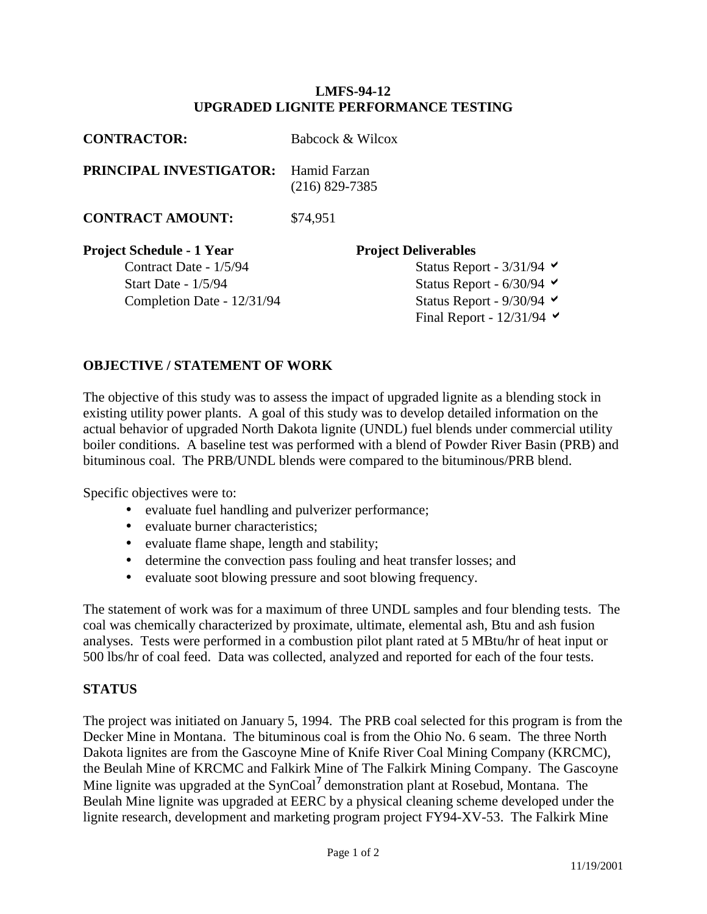# LMFS-94-12
# UPGRADED LIGNITE PERFORMANCE TESTING

**CONTRACTOR:** Babcock & Wilcox

**PRINCIPAL INVESTIGATOR:** Hamid Farzan
(216) 829-7385

**CONTRACT AMOUNT:** $74,951

| **Project Schedule - 1 Year** | **Project Deliverables** |
|---|---|
| Contract Date - 1/5/94 | Status Report - 3/31/94 ✔ |
| Start Date - 1/5/94 | Status Report - 6/30/94 ✔ |
| Completion Date - 12/31/94 | Status Report - 9/30/94 ✔ |
| | Final Report - 12/31/94 ✔ |

## OBJECTIVE / STATEMENT OF WORK

The objective of this study was to assess the impact of upgraded lignite as a blending stock in existing utility power plants. A goal of this study was to develop detailed information on the actual behavior of upgraded North Dakota lignite (UNDL) fuel blends under commercial utility boiler conditions. A baseline test was performed with a blend of Powder River Basin (PRB) and bituminous coal. The PRB/UNDL blends were compared to the bituminous/PRB blend.

Specific objectives were to:

- evaluate fuel handling and pulverizer performance;
- evaluate burner characteristics;
- evaluate flame shape, length and stability;
- determine the convection pass fouling and heat transfer losses; and
- evaluate soot blowing pressure and soot blowing frequency.

The statement of work was for a maximum of three UNDL samples and four blending tests. The coal was chemically characterized by proximate, ultimate, elemental ash, Btu and ash fusion analyses. Tests were performed in a combustion pilot plant rated at 5 MBtu/hr of heat input or 500 lbs/hr of coal feed. Data was collected, analyzed and reported for each of the four tests.

## STATUS

The project was initiated on January 5, 1994. The PRB coal selected for this program is from the Decker Mine in Montana. The bituminous coal is from the Ohio No. 6 seam. The three North Dakota lignites are from the Gascoyne Mine of Knife River Coal Mining Company (KRCMC), the Beulah Mine of KRCMC and Falkirk Mine of The Falkirk Mining Company. The Gascoyne Mine lignite was upgraded at the SynCoal® demonstration plant at Rosebud, Montana. The Beulah Mine lignite was upgraded at EERC by a physical cleaning scheme developed under the lignite research, development and marketing program project FY94-XV-53. The Falkirk Mine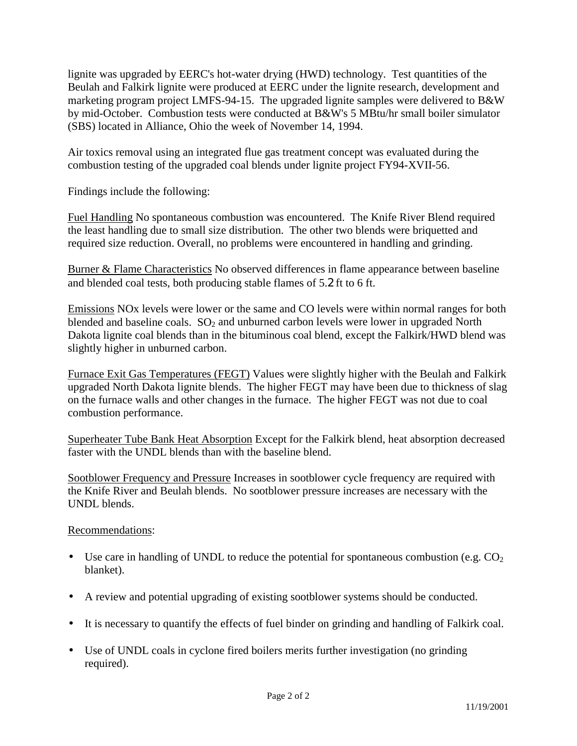lignite was upgraded by EERC's hot-water drying (HWD) technology. Test quantities of the Beulah and Falkirk lignite were produced at EERC under the lignite research, development and marketing program project LMFS-94-15. The upgraded lignite samples were delivered to B&W by mid-October. Combustion tests were conducted at B&W's 5 MBtu/hr small boiler simulator (SBS) located in Alliance, Ohio the week of November 14, 1994.

Air toxics removal using an integrated flue gas treatment concept was evaluated during the combustion testing of the upgraded coal blends under lignite project FY94-XVII-56.

Findings include the following:

Fuel Handling No spontaneous combustion was encountered. The Knife River Blend required the least handling due to small size distribution. The other two blends were briquetted and required size reduction. Overall, no problems were encountered in handling and grinding.

Burner & Flame Characteristics No observed differences in flame appearance between baseline and blended coal tests, both producing stable flames of 5.2 ft to 6 ft.

Emissions NOx levels were lower or the same and CO levels were within normal ranges for both blended and baseline coals. $SO_2$ and unburned carbon levels were lower in upgraded North Dakota lignite coal blends than in the bituminous coal blend, except the Falkirk/HWD blend was slightly higher in unburned carbon.

Furnace Exit Gas Temperatures (FEGT) Values were slightly higher with the Beulah and Falkirk upgraded North Dakota lignite blends. The higher FEGT may have been due to thickness of slag on the furnace walls and other changes in the furnace. The higher FEGT was not due to coal combustion performance.

Superheater Tube Bank Heat Absorption Except for the Falkirk blend, heat absorption decreased faster with the UNDL blends than with the baseline blend.

Sootblower Frequency and Pressure Increases in sootblower cycle frequency are required with the Knife River and Beulah blends. No sootblower pressure increases are necessary with the UNDL blends.

Recommendations:

- Use care in handling of UNDL to reduce the potential for spontaneous combustion (e.g. $CO_2$ blanket).
- A review and potential upgrading of existing sootblower systems should be conducted.
- It is necessary to quantify the effects of fuel binder on grinding and handling of Falkirk coal.
- Use of UNDL coals in cyclone fired boilers merits further investigation (no grinding required).

11/19/2001